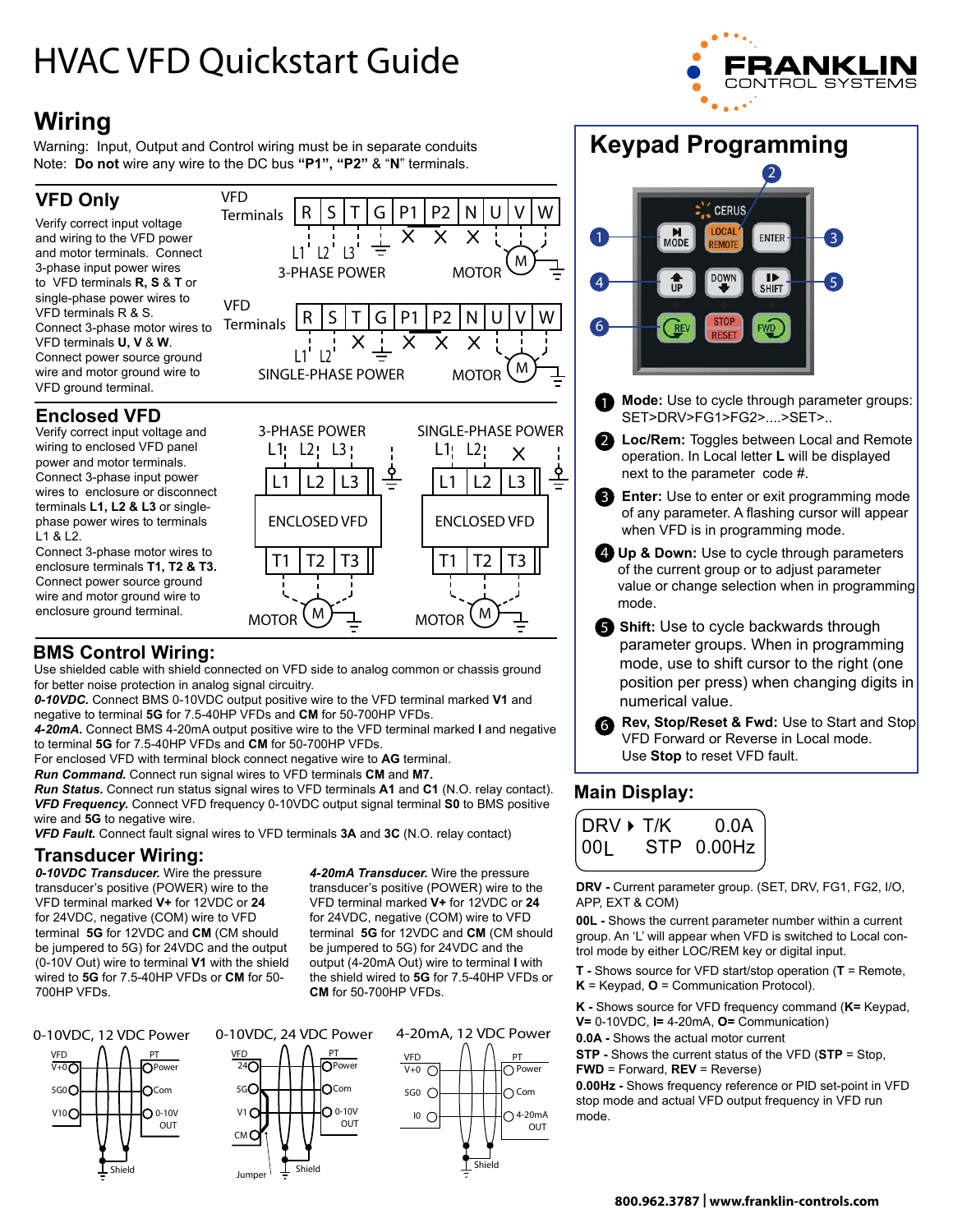# HVAC VFD Quickstart Guide

FRANKLIN CONTROL SYSTEMS

## Wiring

Warning: Input, Output and Control wiring must be in separate conduits
Note: **Do not** wire any wire to the DC bus **"P1", "P2"** & "**N**" terminals.

### VFD Only

Verify correct input voltage and wiring to the VFD power and motor terminals. Connect 3-phase input power wires to VFD terminals **R, S** & **T** or single-phase power wires to VFD terminals R & S. Connect 3-phase motor wires to VFD terminals **U, V** & **W**. Connect power source ground wire and motor ground wire to VFD ground terminal.

VFD Terminals: R S T G P1 P2 N U V W — L1 L2 L3, 3-PHASE POWER — MOTOR

VFD Terminals: R S T G P1 P2 N U V W — L1 L2, SINGLE-PHASE POWER — MOTOR

### Enclosed VFD

Verify correct input voltage and wiring to enclosed VFD panel power and motor terminals. Connect 3-phase input power wires to enclosure or disconnect terminals **L1, L2 & L3** or single-phase power wires to terminals L1 & L2. Connect 3-phase motor wires to enclosure terminals **T1, T2 & T3.** Connect power source ground wire and motor ground wire to enclosure ground terminal.

3-PHASE POWER: L1 L2 L3 — ENCLOSED VFD — T1 T2 T3 — MOTOR

SINGLE-PHASE POWER: L1 L2 — ENCLOSED VFD — T1 T2 T3 — MOTOR

## BMS Control Wiring:

Use shielded cable with shield connected on VFD side to analog common or chassis ground for better noise protection in analog signal circuitry.

***0-10VDC.*** Connect BMS 0-10VDC output positive wire to the VFD terminal marked **V1** and negative to terminal **5G** for 7.5-40HP VFDs and **CM** for 50-700HP VFDs.

***4-20mA.*** Connect BMS 4-20mA output positive wire to the VFD terminal marked **I** and negative to terminal **5G** for 7.5-40HP VFDs and **CM** for 50-700HP VFDs.

For enclosed VFD with terminal block connect negative wire to **AG** terminal.

***Run Command.*** Connect run signal wires to VFD terminals **CM** and **M7.**

***Run Status.*** Connect run status signal wires to VFD terminals **A1** and **C1** (N.O. relay contact).

***VFD Frequency.*** Connect VFD frequency 0-10VDC output signal terminal **S0** to BMS positive wire and **5G** to negative wire.

***VFD Fault.*** Connect fault signal wires to VFD terminals **3A** and **3C** (N.O. relay contact)

## Transducer Wiring:

***0-10VDC Transducer.*** Wire the pressure transducer's positive (POWER) wire to the VFD terminal marked **V+** for 12VDC or **24** for 24VDC, negative (COM) wire to VFD terminal **5G** for 12VDC and **CM** (CM should be jumpered to 5G) for 24VDC and the output (0-10V Out) wire to terminal **V1** with the shield wired to **5G** for 7.5-40HP VFDs or **CM** for 50-700HP VFDs.

***4-20mA Transducer.*** Wire the pressure transducer's positive (POWER) wire to the VFD terminal marked **V+** for 12VDC or **24** for 24VDC, negative (COM) wire to VFD terminal **5G** for 12VDC and **CM** (CM should be jumpered to 5G) for 24VDC and the output (4-20mA Out) wire to terminal **I** with the shield wired to **5G** for 7.5-40HP VFDs or **CM** for 50-700HP VFDs.

0-10VDC, 12 VDC Power: VFD V+ — PT Power; 5G — Com; V1 — 0-10V OUT; Shield

0-10VDC, 24 VDC Power: VFD 24 — PT Power; 5G — Com; V1 — 0-10V OUT; CM; Jumper; Shield

4-20mA, 12 VDC Power: VFD V+ — PT Power; 5G — Com; I0 — 4-20mA OUT; Shield

## Keypad Programming

Keypad: MODE (1), LOCAL/REMOTE (2), ENTER (3), UP / DOWN (4), SHIFT (5), REV / STOP RESET / FWD (6)

1. **Mode:** Use to cycle through parameter groups: SET>DRV>FG1>FG2>....>SET>..
2. **Loc/Rem:** Toggles between Local and Remote operation. In Local letter **L** will be displayed next to the parameter code #.
3. **Enter:** Use to enter or exit programming mode of any parameter. A flashing cursor will appear when VFD is in programming mode.
4. **Up & Down:** Use to cycle through parameters of the current group or to adjust parameter value or change selection when in programming mode.
5. **Shift:** Use to cycle backwards through parameter groups. When in programming mode, use to shift cursor to the right (one position per press) when changing digits in numerical value.
6. **Rev, Stop/Reset & Fwd:** Use to Start and Stop VFD Forward or Reverse in Local mode. Use **Stop** to reset VFD fault.

## Main Display:

```
DRV ▸ T/K       0.0A
00L     STP  0.00Hz
```

**DRV -** Current parameter group. (SET, DRV, FG1, FG2, I/O, APP, EXT & COM)

**00L -** Shows the current parameter number within a current group. An 'L' will appear when VFD is switched to Local control mode by either LOC/REM key or digital input.

**T -** Shows source for VFD start/stop operation (**T** = Remote, **K** = Keypad, **O** = Communication Protocol).

**K -** Shows source for VFD frequency command (**K=** Keypad, **V=** 0-10VDC, **I=** 4-20mA, **O=** Communication)

**0.0A -** Shows the actual motor current

**STP -** Shows the current status of the VFD (**STP** = Stop, **FWD** = Forward, **REV** = Reverse)

**0.00Hz -** Shows frequency reference or PID set-point in VFD stop mode and actual VFD output frequency in VFD run mode.

**800.962.3787 | www.franklin-controls.com**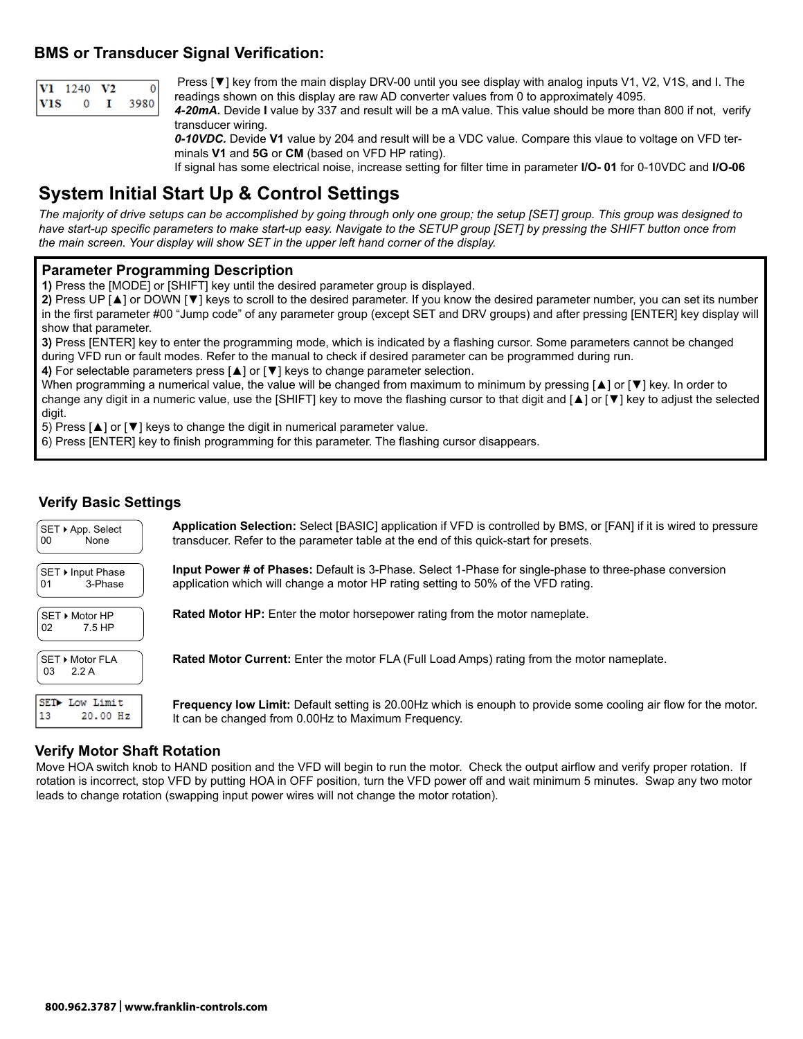## BMS or Transducer Signal Verification:

```
V1   1240  V2     0
V1S     0  I   3980
```

Press [▼] key from the main display DRV-00 until you see display with analog inputs V1, V2, V1S, and I. The readings shown on this display are raw AD converter values from 0 to approximately 4095.

***4-20mA.*** Devide **I** value by 337 and result will be a mA value. This value should be more than 800 if not, verify transducer wiring.

***0-10VDC.*** Devide **V1** value by 204 and result will be a VDC value. Compare this vlaue to voltage on VFD terminals **V1** and **5G** or **CM** (based on VFD HP rating).

If signal has some electrical noise, increase setting for filter time in parameter **I/O- 01** for 0-10VDC and **I/O-06**

# System Initial Start Up & Control Settings

*The majority of drive setups can be accomplished by going through only one group; the setup [SET] group. This group was designed to have start-up specific parameters to make start-up easy. Navigate to the SETUP group [SET] by pressing the SHIFT button once from the main screen. Your display will show SET in the upper left hand corner of the display.*

### Parameter Programming Description

**1)** Press the [MODE] or [SHIFT] key until the desired parameter group is displayed.

**2)** Press UP [▲] or DOWN [▼] keys to scroll to the desired parameter. If you know the desired parameter number, you can set its number in the first parameter #00 “Jump code” of any parameter group (except SET and DRV groups) and after pressing [ENTER] key display will show that parameter.

**3)** Press [ENTER] key to enter the programming mode, which is indicated by a flashing cursor. Some parameters cannot be changed during VFD run or fault modes. Refer to the manual to check if desired parameter can be programmed during run.

**4)** For selectable parameters press [▲] or [▼] keys to change parameter selection.

When programming a numerical value, the value will be changed from maximum to minimum by pressing [▲] or [▼] key. In order to change any digit in a numeric value, use the [SHIFT] key to move the flashing cursor to that digit and [▲] or [▼] key to adjust the selected digit.

5) Press [▲] or [▼] keys to change the digit in numerical parameter value.

6) Press [ENTER] key to finish programming for this parameter. The flashing cursor disappears.

### Verify Basic Settings

```
SET ▸ App. Select
00          None
```

**Application Selection:** Select [BASIC] application if VFD is controlled by BMS, or [FAN] if it is wired to pressure transducer. Refer to the parameter table at the end of this quick-start for presets.

```
SET ▸ Input Phase
01          3-Phase
```

**Input Power # of Phases:** Default is 3-Phase. Select 1-Phase for single-phase to three-phase conversion application which will change a motor HP rating setting to 50% of the VFD rating.

```
SET ▸ Motor HP
02          7.5 HP
```

**Rated Motor HP:** Enter the motor horsepower rating from the motor nameplate.

```
SET ▸ Motor FLA
03     2.2 A
```

**Rated Motor Current:** Enter the motor FLA (Full Load Amps) rating from the motor nameplate.

```
SET▸ Low Limit
13      20.00 Hz
```

**Frequency low Limit:** Default setting is 20.00Hz which is enouph to provide some cooling air flow for the motor. It can be changed from 0.00Hz to Maximum Frequency.

### Verify Motor Shaft Rotation

Move HOA switch knob to HAND position and the VFD will begin to run the motor. Check the output airflow and verify proper rotation. If rotation is incorrect, stop VFD by putting HOA in OFF position, turn the VFD power off and wait minimum 5 minutes. Swap any two motor leads to change rotation (swapping input power wires will not change the motor rotation).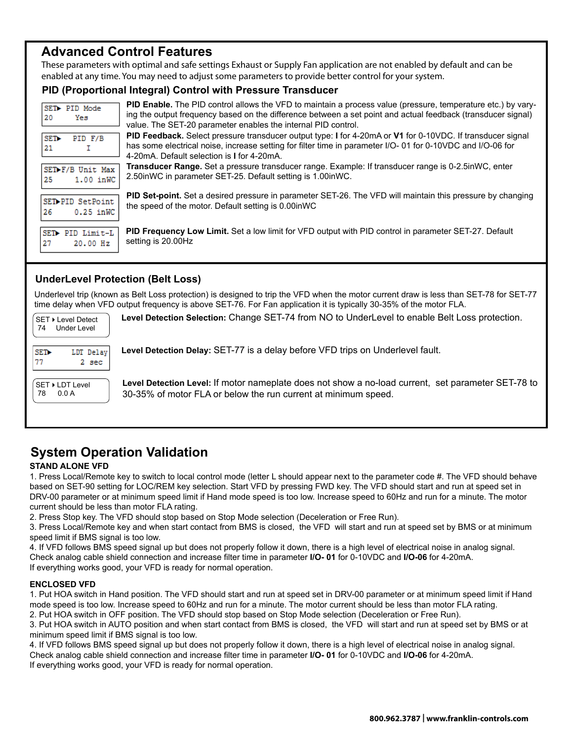## Advanced Control Features

These parameters with optimal and safe settings Exhaust or Supply Fan application are not enabled by default and can be enabled at any time. You may need to adjust some parameters to provide better control for your system.

### PID (Proportional Integral) Control with Pressure Transducer

| Display | Description |
|---|---|
| SET▶ PID Mode<br>20 Yes | **PID Enable.** The PID control allows the VFD to maintain a process value (pressure, temperature etc.) by varying the output frequency based on the difference between a set point and actual feedback (transducer signal) value. The SET-20 parameter enables the internal PID control. |
| SET▶ PID F/B<br>21 I | **PID Feedback.** Select pressure transducer output type: **I** for 4-20mA or **V1** for 0-10VDC. If transducer signal has some electrical noise, increase setting for filter time in parameter I/O- 01 for 0-10VDC and I/O-06 for 4-20mA. Default selection is **I** for 4-20mA. |
| SET▶F/B Unit Max<br>25 1.00 inWC | **Transducer Range.** Set a pressure transducer range. Example: If transducer range is 0-2.5inWC, enter 2.50inWC in parameter SET-25. Default setting is 1.00inWC. |
| SET▶PID SetPoint<br>26 0.25 inWC | **PID Set-point.** Set a desired pressure in parameter SET-26. The VFD will maintain this pressure by changing the speed of the motor. Default setting is 0.00inWC |
| SET▶ PID Limit-L<br>27 20.00 Hz | **PID Frequency Low Limit.** Set a low limit for VFD output with PID control in parameter SET-27. Default setting is 20.00Hz |

### UnderLevel Protection (Belt Loss)

Underlevel trip (known as Belt Loss protection) is designed to trip the VFD when the motor current draw is less than SET-78 for SET-77 time delay when VFD output frequency is above SET-76. For Fan application it is typically 30-35% of the motor FLA.

| Display | Description |
|---|---|
| SET ▸ Level Detect<br>74 Under Level | **Level Detection Selection:** Change SET-74 from NO to UnderLevel to enable Belt Loss protection. |
| SET▶ LDT Delay<br>77 2 sec | **Level Detection Delay:** SET-77 is a delay before VFD trips on Underlevel fault. |
| SET ▸ LDT Level<br>78 0.0 A | **Level Detection Level:** If motor nameplate does not show a no-load current, set parameter SET-78 to 30-35% of motor FLA or below the run current at minimum speed. |

## System Operation Validation

**STAND ALONE VFD**

1. Press Local/Remote key to switch to local control mode (letter L should appear next to the parameter code #. The VFD should behave based on SET-90 setting for LOC/REM key selection. Start VFD by pressing FWD key. The VFD should start and run at speed set in DRV-00 parameter or at minimum speed limit if Hand mode speed is too low. Increase speed to 60Hz and run for a minute. The motor current should be less than motor FLA rating.
2. Press Stop key. The VFD should stop based on Stop Mode selection (Deceleration or Free Run).
3. Press Local/Remote key and when start contact from BMS is closed, the VFD will start and run at speed set by BMS or at minimum speed limit if BMS signal is too low.
4. If VFD follows BMS speed signal up but does not properly follow it down, there is a high level of electrical noise in analog signal. Check analog cable shield connection and increase filter time in parameter **I/O- 01** for 0-10VDC and **I/O-06** for 4-20mA.

If everything works good, your VFD is ready for normal operation.

**ENCLOSED VFD**

1. Put HOA switch in Hand position. The VFD should start and run at speed set in DRV-00 parameter or at minimum speed limit if Hand mode speed is too low. Increase speed to 60Hz and run for a minute. The motor current should be less than motor FLA rating.
2. Put HOA switch in OFF position. The VFD should stop based on Stop Mode selection (Deceleration or Free Run).
3. Put HOA switch in AUTO position and when start contact from BMS is closed, the VFD will start and run at speed set by BMS or at minimum speed limit if BMS signal is too low.
4. If VFD follows BMS speed signal up but does not properly follow it down, there is a high level of electrical noise in analog signal. Check analog cable shield connection and increase filter time in parameter **I/O- 01** for 0-10VDC and **I/O-06** for 4-20mA.

If everything works good, your VFD is ready for normal operation.

800.962.3787 | www.franklin-controls.com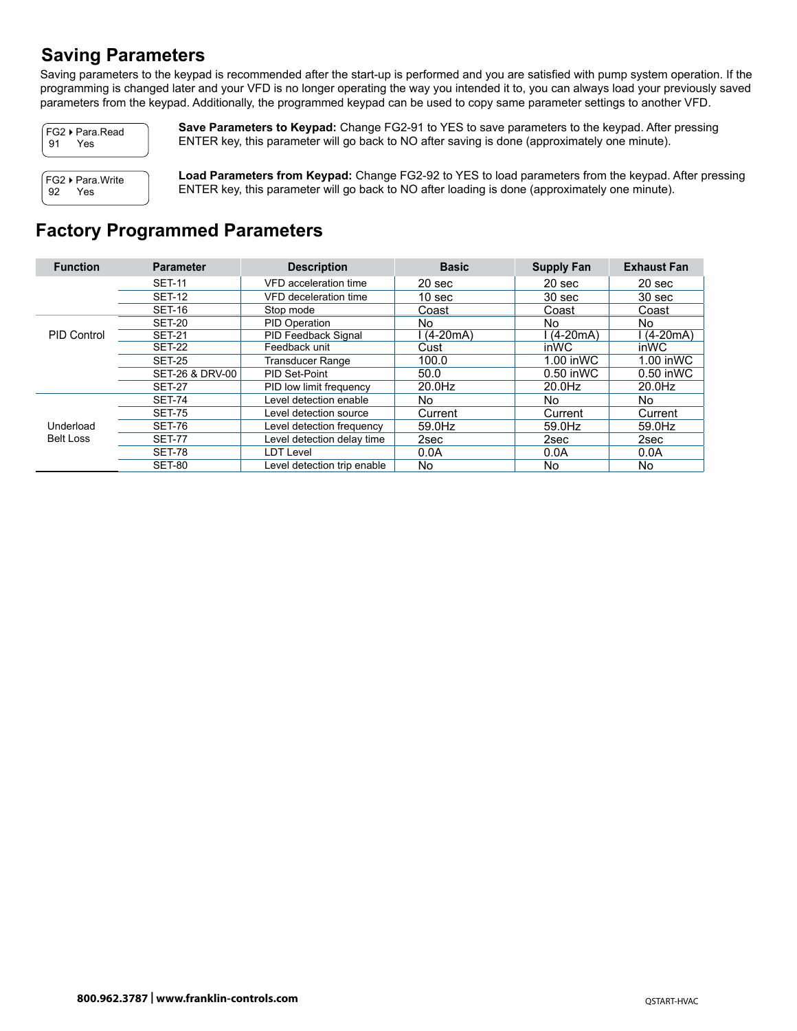## Saving Parameters

Saving parameters to the keypad is recommended after the start-up is performed and you are satisfied with pump system operation. If the programming is changed later and your VFD is no longer operating the way you intended it to, you can always load your previously saved parameters from the keypad. Additionally, the programmed keypad can be used to copy same parameter settings to another VFD.

```
FG2 ▸ Para.Read
 91     Yes
```

**Save Parameters to Keypad:** Change FG2-91 to YES to save parameters to the keypad. After pressing ENTER key, this parameter will go back to NO after saving is done (approximately one minute).

```
FG2 ▸ Para.Write
 92     Yes
```

**Load Parameters from Keypad:** Change FG2-92 to YES to load parameters from the keypad. After pressing ENTER key, this parameter will go back to NO after loading is done (approximately one minute).

## Factory Programmed Parameters

| Function | Parameter | Description | Basic | Supply Fan | Exhaust Fan |
|---|---|---|---|---|---|
| | SET-11 | VFD acceleration time | 20 sec | 20 sec | 20 sec |
| | SET-12 | VFD deceleration time | 10 sec | 30 sec | 30 sec |
| | SET-16 | Stop mode | Coast | Coast | Coast |
| PID Control | SET-20 | PID Operation | No | No | No |
| | SET-21 | PID Feedback Signal | I (4-20mA) | I (4-20mA) | I (4-20mA) |
| | SET-22 | Feedback unit | Cust | inWC | inWC |
| | SET-25 | Transducer Range | 100.0 | 1.00 inWC | 1.00 inWC |
| | SET-26 & DRV-00 | PID Set-Point | 50.0 | 0.50 inWC | 0.50 inWC |
| | SET-27 | PID low limit frequency | 20.0Hz | 20.0Hz | 20.0Hz |
| Underload Belt Loss | SET-74 | Level detection enable | No | No | No |
| | SET-75 | Level detection source | Current | Current | Current |
| | SET-76 | Level detection frequency | 59.0Hz | 59.0Hz | 59.0Hz |
| | SET-77 | Level detection delay time | 2sec | 2sec | 2sec |
| | SET-78 | LDT Level | 0.0A | 0.0A | 0.0A |
| | SET-80 | Level detection trip enable | No | No | No |

800.962.3787 | www.franklin-controls.com

QSTART-HVAC